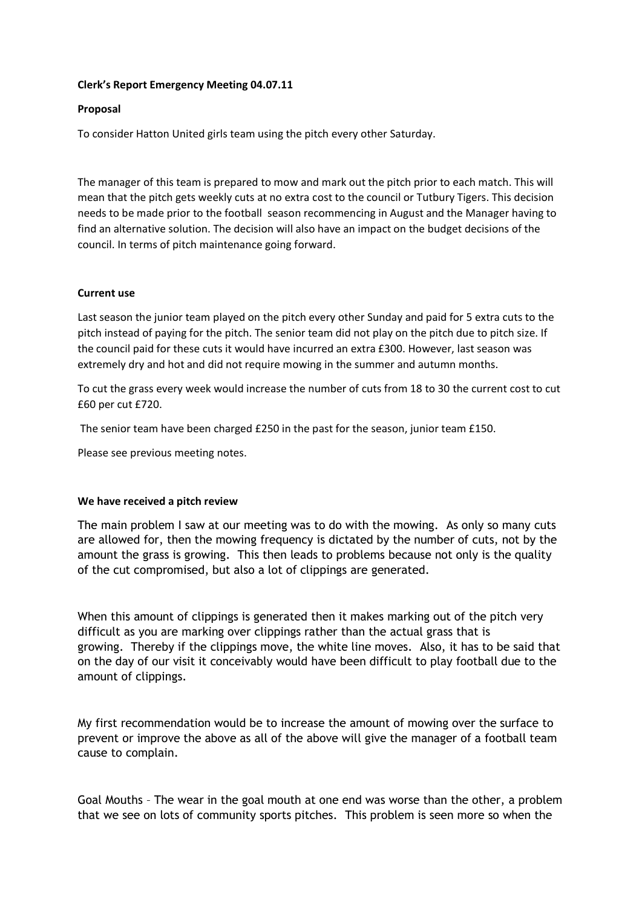**Clerk's Report Emergency Meeting 04.07.11**

**Proposal**

To consider Hatton United girls team using the pitch every other Saturday.

The manager of this team is prepared to mow and mark out the pitch prior to each match. This will mean that the pitch gets weekly cuts at no extra cost to the council or Tutbury Tigers. This decision needs to be made prior to the football season recommencing in August and the Manager having to find an alternative solution. The decision will also have an impact on the budget decisions of the council. In terms of pitch maintenance going forward.

**Current use**

Last season the junior team played on the pitch every other Sunday and paid for 5 extra cuts to the pitch instead of paying for the pitch. The senior team did not play on the pitch due to pitch size. If the council paid for these cuts it would have incurred an extra £300. However, last season was extremely dry and hot and did not require mowing in the summer and autumn months.

To cut the grass every week would increase the number of cuts from 18 to 30 the current cost to cut £60 per cut £720.

The senior team have been charged £250 in the past for the season, junior team £150.

Please see previous meeting notes.

**We have received a pitch review**

The main problem I saw at our meeting was to do with the mowing. As only so many cuts are allowed for, then the mowing frequency is dictated by the number of cuts, not by the amount the grass is growing. This then leads to problems because not only is the quality of the cut compromised, but also a lot of clippings are generated.

When this amount of clippings is generated then it makes marking out of the pitch very difficult as you are marking over clippings rather than the actual grass that is growing. Thereby if the clippings move, the white line moves. Also, it has to be said that on the day of our visit it conceivably would have been difficult to play football due to the amount of clippings.

My first recommendation would be to increase the amount of mowing over the surface to prevent or improve the above as all of the above will give the manager of a football team cause to complain.

Goal Mouths – The wear in the goal mouth at one end was worse than the other, a problem that we see on lots of community sports pitches. This problem is seen more so when the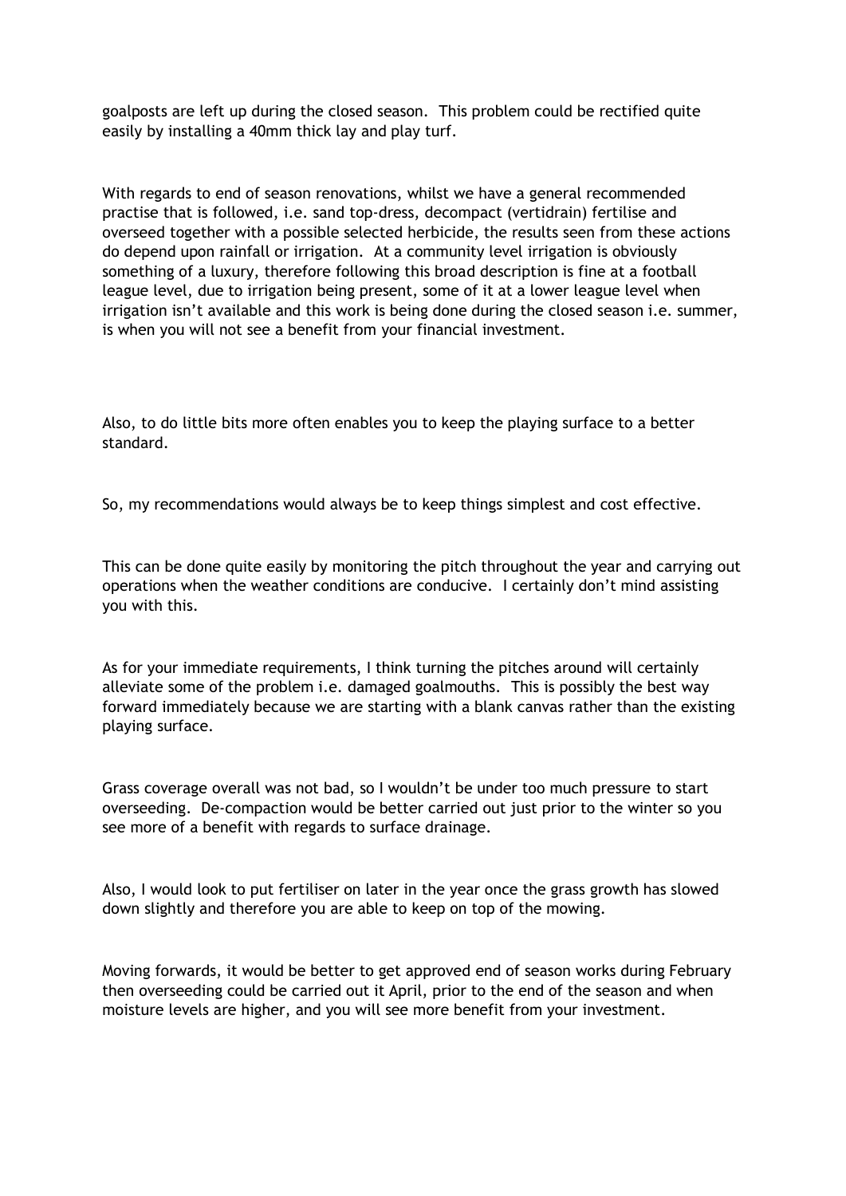goalposts are left up during the closed season. This problem could be rectified quite easily by installing a 40mm thick lay and play turf.

With regards to end of season renovations, whilst we have a general recommended practise that is followed, i.e. sand top-dress, decompact (vertidrain) fertilise and overseed together with a possible selected herbicide, the results seen from these actions do depend upon rainfall or irrigation. At a community level irrigation is obviously something of a luxury, therefore following this broad description is fine at a football league level, due to irrigation being present, some of it at a lower league level when irrigation isn't available and this work is being done during the closed season i.e. summer, is when you will not see a benefit from your financial investment.

Also, to do little bits more often enables you to keep the playing surface to a better standard.

So, my recommendations would always be to keep things simplest and cost effective.

This can be done quite easily by monitoring the pitch throughout the year and carrying out operations when the weather conditions are conducive. I certainly don't mind assisting you with this.

As for your immediate requirements, I think turning the pitches around will certainly alleviate some of the problem i.e. damaged goalmouths. This is possibly the best way forward immediately because we are starting with a blank canvas rather than the existing playing surface.

Grass coverage overall was not bad, so I wouldn't be under too much pressure to start overseeding. De-compaction would be better carried out just prior to the winter so you see more of a benefit with regards to surface drainage.

Also, I would look to put fertiliser on later in the year once the grass growth has slowed down slightly and therefore you are able to keep on top of the mowing.

Moving forwards, it would be better to get approved end of season works during February then overseeding could be carried out it April, prior to the end of the season and when moisture levels are higher, and you will see more benefit from your investment.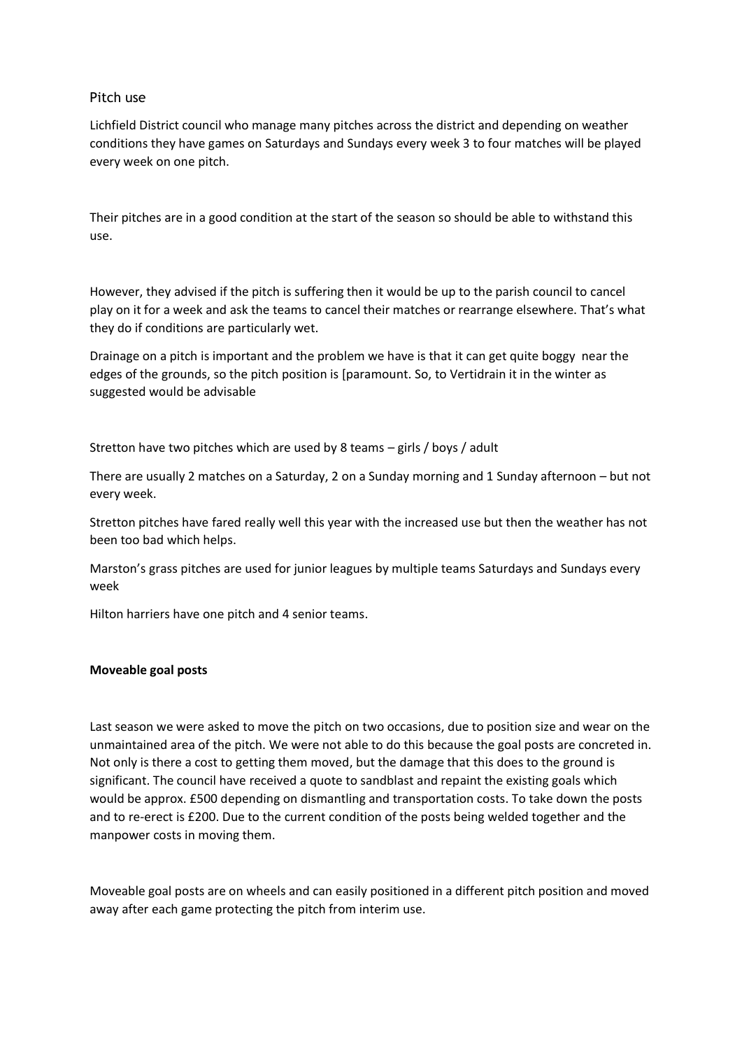## Pitch use

Lichfield District council who manage many pitches across the district and depending on weather conditions they have games on Saturdays and Sundays every week 3 to four matches will be played every week on one pitch.

Their pitches are in a good condition at the start of the season so should be able to withstand this use.

However, they advised if the pitch is suffering then it would be up to the parish council to cancel play on it for a week and ask the teams to cancel their matches or rearrange elsewhere. That's what they do if conditions are particularly wet.

Drainage on a pitch is important and the problem we have is that it can get quite boggy near the edges of the grounds, so the pitch position is [paramount. So, to Vertidrain it in the winter as suggested would be advisable

Stretton have two pitches which are used by 8 teams – girls / boys / adult

There are usually 2 matches on a Saturday, 2 on a Sunday morning and 1 Sunday afternoon – but not every week.

Stretton pitches have fared really well this year with the increased use but then the weather has not been too bad which helps.

Marston's grass pitches are used for junior leagues by multiple teams Saturdays and Sundays every week

Hilton harriers have one pitch and 4 senior teams.

**Moveable goal posts**

Last season we were asked to move the pitch on two occasions, due to position size and wear on the unmaintained area of the pitch. We were not able to do this because the goal posts are concreted in. Not only is there a cost to getting them moved, but the damage that this does to the ground is significant. The council have received a quote to sandblast and repaint the existing goals which would be approx. £500 depending on dismantling and transportation costs. To take down the posts and to re-erect is £200. Due to the current condition of the posts being welded together and the manpower costs in moving them.

Moveable goal posts are on wheels and can easily positioned in a different pitch position and moved away after each game protecting the pitch from interim use.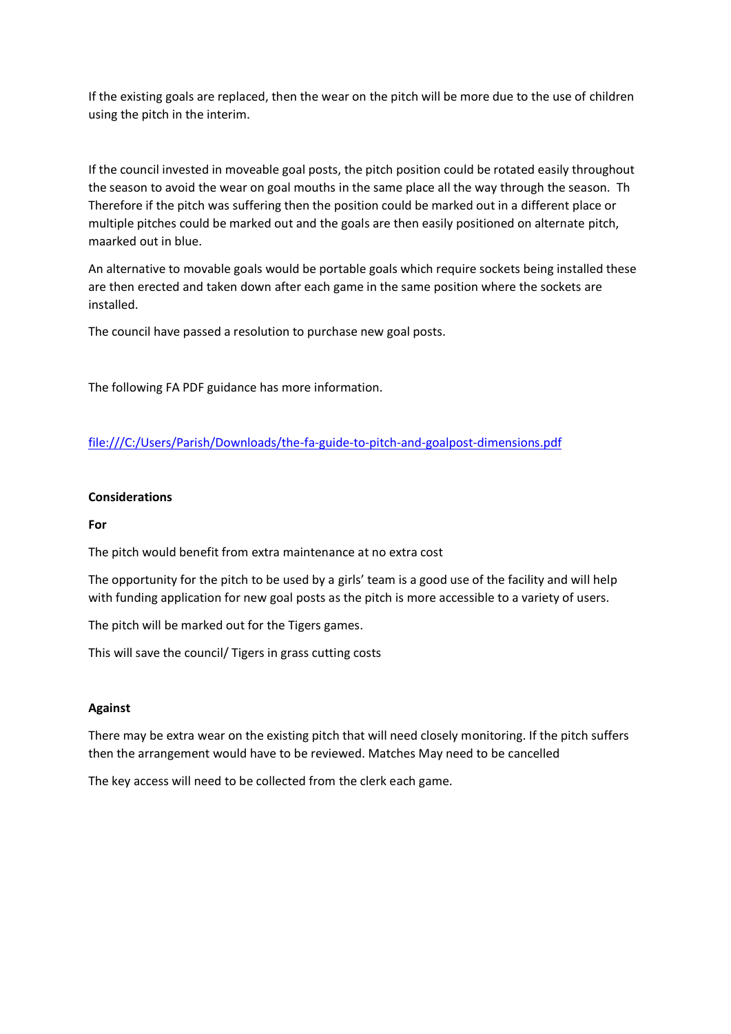If the existing goals are replaced, then the wear on the pitch will be more due to the use of children using the pitch in the interim.

If the council invested in moveable goal posts, the pitch position could be rotated easily throughout the season to avoid the wear on goal mouths in the same place all the way through the season. Th Therefore if the pitch was suffering then the position could be marked out in a different place or multiple pitches could be marked out and the goals are then easily positioned on alternate pitch, maarked out in blue.

An alternative to movable goals would be portable goals which require sockets being installed these are then erected and taken down after each game in the same position where the sockets are installed.

The council have passed a resolution to purchase new goal posts.

The following FA PDF guidance has more information.

[file:///C:/Users/Parish/Downloads/the-fa-guide-to-pitch-and-goalpost-dimensions.pdf](file:///C:/Users/Parish/Downloads/the-fa-guide-to-pitch-and-goalpost-dimensions.pdf)

**Considerations**

**For**

The pitch would benefit from extra maintenance at no extra cost

The opportunity for the pitch to be used by a girls' team is a good use of the facility and will help with funding application for new goal posts as the pitch is more accessible to a variety of users.

The pitch will be marked out for the Tigers games.

This will save the council/ Tigers in grass cutting costs

**Against**

There may be extra wear on the existing pitch that will need closely monitoring. If the pitch suffers then the arrangement would have to be reviewed. Matches May need to be cancelled

The key access will need to be collected from the clerk each game.